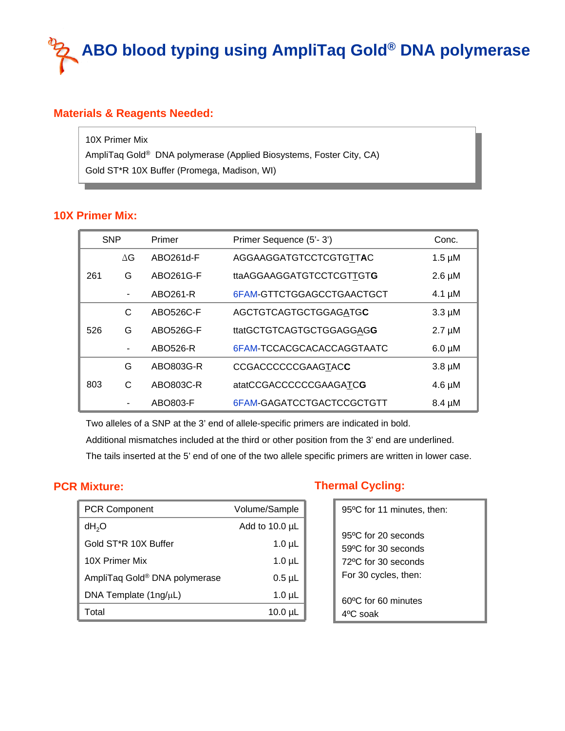# ABO blood typing using AmpliTaq Gold® DNA polymerase

## Materials & Reagents Needed:

10X Primer Mix
AmpliTaq Gold® DNA polymerase (Applied Biosystems, Foster City, CA)
Gold ST*R 10X Buffer (Promega, Madison, WI)

## 10X Primer Mix:

| SNP | | Primer | Primer Sequence (5'- 3') | Conc. |
|---|---|---|---|---|
| 261 | ΔG | ABO261d-F | AGGAAGGATGTCCTCGTG<u>T</u>TA**C** | 1.5 µM |
| | G | ABO261G-F | ttaAGGAAGGATGTCCTCGTT<u>T</u>GT**G** | 2.6 µM |
| | - | ABO261-R | 6FAM-GTTCTGGAGCCTGAACTGCT | 4.1 µM |
| 526 | C | ABO526C-F | AGCTGTCAGTGCTGGAG<u>A</u>TG**C** | 3.3 µM |
| | G | ABO526G-F | ttatGCTGTCAGTGCTGGAGG<u>A</u>G**G** | 2.7 µM |
| | - | ABO526-R | 6FAM-TCCACGCACACCAGGTAATC | 6.0 µM |
| 803 | G | ABO803G-R | CCGACCCCCCGAAG<u>T</u>AC**C** | 3.8 µM |
| | C | ABO803C-R | atatCCGACCCCCCGAAGA<u>T</u>C**G** | 4.6 µM |
| | - | ABO803-F | 6FAM-GAGATCCTGACTCCGCTGTT | 8.4 µM |

Two alleles of a SNP at the 3' end of allele-specific primers are indicated in bold.
Additional mismatches included at the third or other position from the 3' end are underlined.
The tails inserted at the 5' end of one of the two allele specific primers are written in lower case.

## PCR Mixture:

| PCR Component | Volume/Sample |
|---|---|
| $dH_2O$ | Add to 10.0 µL |
| Gold ST*R 10X Buffer | 1.0 µL |
| 10X Primer Mix | 1.0 µL |
| AmpliTaq Gold® DNA polymerase | 0.5 µL |
| DNA Template (1ng/µL) | 1.0 µL |
| Total | 10.0 µL |

## Thermal Cycling:

95ºC for 11 minutes, then:

95ºC for 20 seconds
59ºC for 30 seconds
72ºC for 30 seconds
For 30 cycles, then:

60ºC for 60 minutes
4ºC soak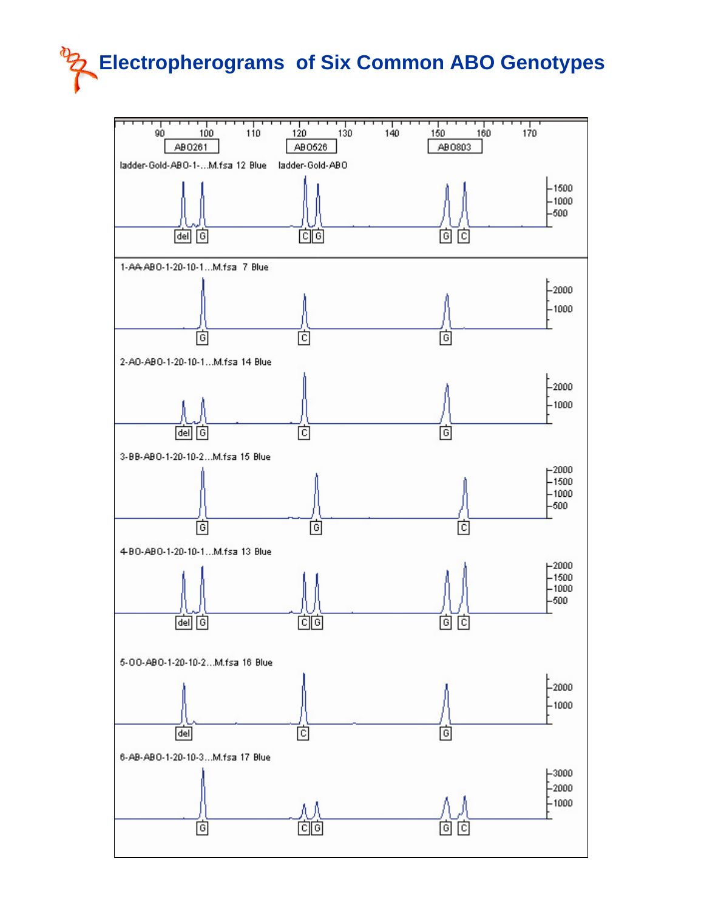# Electropherograms of Six Common ABO Genotypes

90 100 110 120 130 140 150 160 170

ABO261 ABO526 ABO803

ladder-Gold-ABO-1-...M.fsa 12 Blue ladder-Gold-ABO

1500
1000
500

del G C G G C

1-AA-ABO-1-20-10-1...M.fsa 7 Blue

2000
1000

G C G

2-AO-ABO-1-20-10-1...M.fsa 14 Blue

2000
1000

del G C G

3-BB-ABO-1-20-10-2...M.fsa 15 Blue

2000
1500
1000
500

G G C

4-BO-ABO-1-20-10-1...M.fsa 13 Blue

2000
1500
1000
500

del G C G G C

5-OO-ABO-1-20-10-2...M.fsa 16 Blue

2000
1000

del C G

6-AB-ABO-1-20-10-3...M.fsa 17 Blue

3000
2000
1000

G C G G C